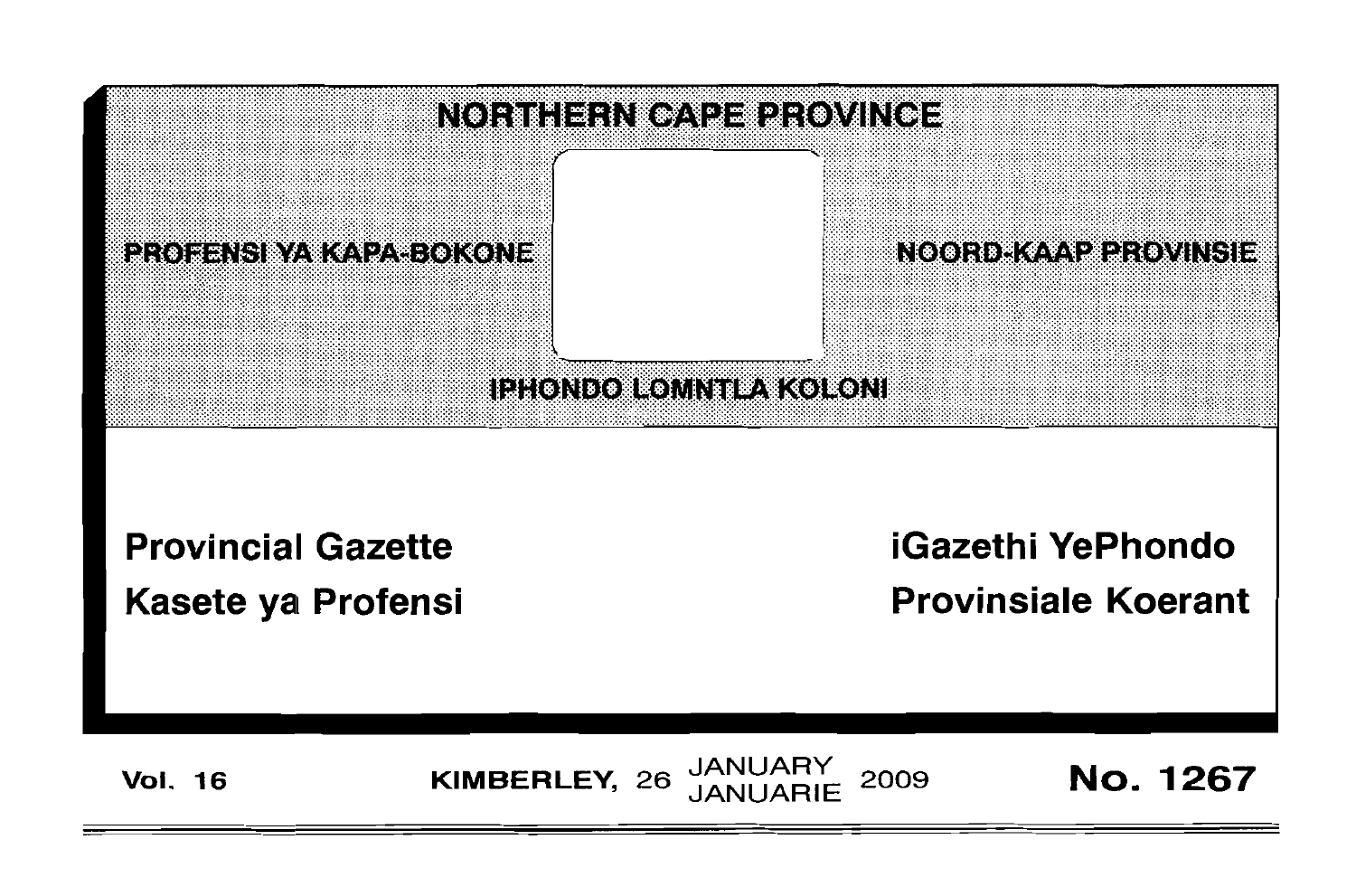# NORTHERN CAPE PROVINCE

**PROFENSI YA KAPA-BOKONE**

**NOORD-KAAP PROVINSIE**

**IPHONDO LOMNTLA KOLONI**

## Provincial Gazette

## Kasete ya Profensi

## iGazethi YePhondo

## Provinsiale Koerant

**Vol. 16** | **KIMBERLEY, 26 JANUARY / JANUARIE 2009** | **No. 1267**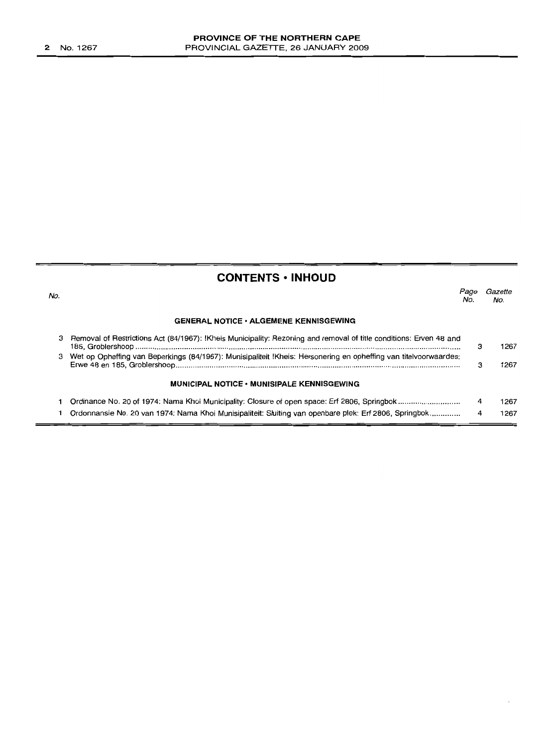## CONTENTS • INHOUD

| No. | | Page No. | Gazette No. |
|---|---|---|---|
| | **GENERAL NOTICE • ALGEMENE KENNISGEWING** | | |
| 3 | Removal of Restrictions Act (84/1967): !Kheis Municipality: Rezoning and removal of title conditions: Erven 48 and 185, Groblershoop | 3 | 1267 |
| 3 | Wet op Opheffing van Beperkings (84/1967): Munisipaliteit !Kheis: Hersonering en opheffing van titelvoorwaardes: Erwe 48 en 185, Groblershoop | 3 | 1267 |
| | **MUNICIPAL NOTICE • MUNISIPALE KENNISGEWING** | | |
| 1 | Ordinance No. 20 of 1974: Nama Khoi Municipality: Closure of open space: Erf 2806, Springbok | 4 | 1267 |
| 1 | Ordonnansie No. 20 van 1974: Nama Khoi Munisipaliteit: Sluiting van openbare plek: Erf 2806, Springbok | 4 | 1267 |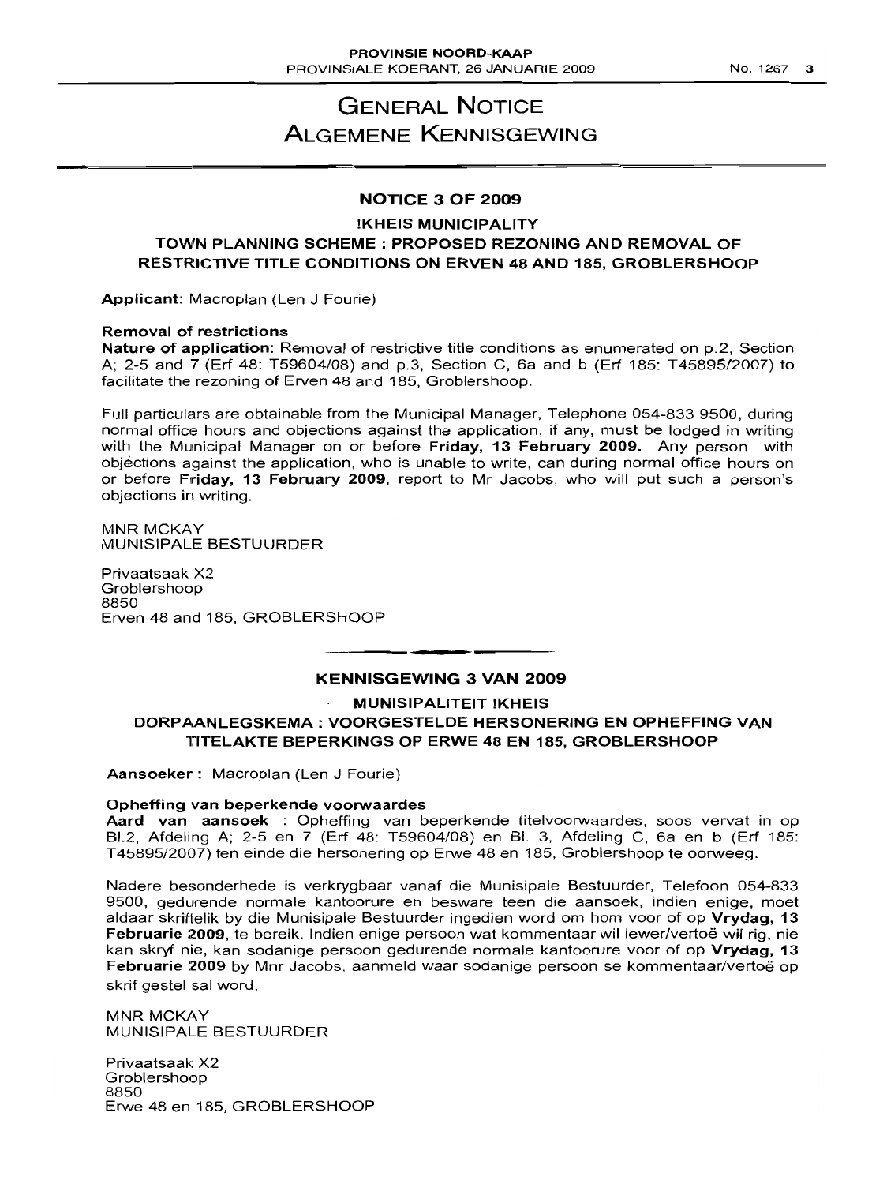# GENERAL NOTICE
# ALGEMENE KENNISGEWING

## NOTICE 3 OF 2009

### !KHEIS MUNICIPALITY

### TOWN PLANNING SCHEME : PROPOSED REZONING AND REMOVAL OF RESTRICTIVE TITLE CONDITIONS ON ERVEN 48 AND 185, GROBLERSHOOP

**Applicant:** Macroplan (Len J Fourie)

**Removal of restrictions**

**Nature of application**: Removal of restrictive title conditions as enumerated on p.2, Section A; 2-5 and 7 (Erf 48: T59604/08) and p.3, Section C, 6a and b (Erf 185: T45895/2007) to facilitate the rezoning of Erven 48 and 185, Groblershoop.

Full particulars are obtainable from the Municipal Manager, Telephone 054-833 9500, during normal office hours and objections against the application, if any, must be lodged in writing with the Municipal Manager on or before **Friday, 13 February 2009.** Any person with objections against the application, who is unable to write, can during normal office hours on or before **Friday, 13 February 2009**, report to Mr Jacobs, who will put such a person's objections in writing.

MNR MCKAY
MUNISIPALE BESTUURDER

Privaatsaak X2
Groblershoop
8850
Erven 48 and 185, GROBLERSHOOP

---

## KENNISGEWING 3 VAN 2009

### MUNISIPALITEIT !KHEIS

### DORPAANLEGSKEMA : VOORGESTELDE HERSONERING EN OPHEFFING VAN TITELAKTE BEPERKINGS OP ERWE 48 EN 185, GROBLERSHOOP

**Aansoeker :** Macroplan (Len J Fourie)

**Opheffing van beperkende voorwaardes**

**Aard van aansoek** : Opheffing van beperkende titelvoorwaardes, soos vervat in op Bl.2, Afdeling A; 2-5 en 7 (Erf 48: T59604/08) en Bl. 3, Afdeling C, 6a en b (Erf 185: T45895/2007) ten einde die hersonering op Erwe 48 en 185, Groblershoop te oorweeg.

Nadere besonderhede is verkrygbaar vanaf die Munisipale Bestuurder, Telefoon 054-833 9500, gedurende normale kantoorure en besware teen die aansoek, indien enige, moet aldaar skriftelik by die Munisipale Bestuurder ingedien word om hom voor of op **Vrydag, 13 Februarie 2009**, te bereik. Indien enige persoon wat kommentaar wil lewer/vertoë wil rig, nie kan skryf nie, kan sodanige persoon gedurende normale kantoorure voor of op **Vrydag, 13 Februarie 2009** by Mnr Jacobs, aanmeld waar sodanige persoon se kommentaar/vertoë op skrif gestel sal word.

MNR MCKAY
MUNISIPALE BESTUURDER

Privaatsaak X2
Groblershoop
8850
Erwe 48 en 185, GROBLERSHOOP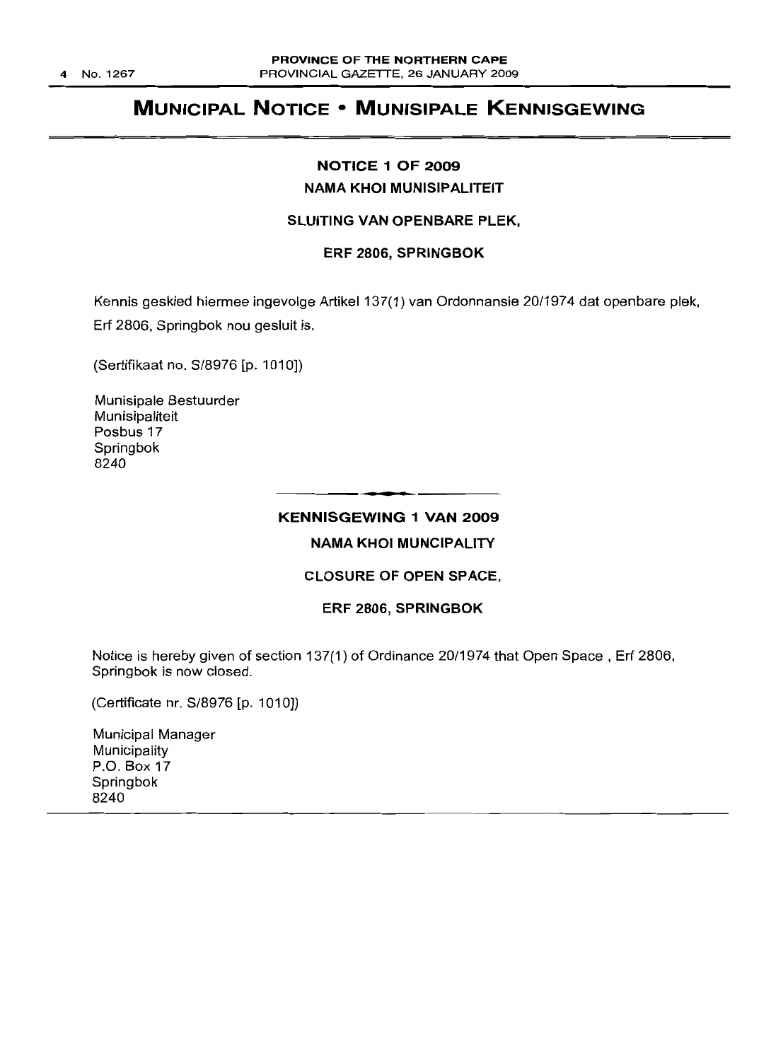# MUNICIPAL NOTICE • MUNISIPALE KENNISGEWING

## NOTICE 1 OF 2009

**NAMA KHOI MUNISIPALITEIT**

**SLUITING VAN OPENBARE PLEK,**

**ERF 2806, SPRINGBOK**

Kennis geskied hiermee ingevolge Artikel 137(1) van Ordonnansie 20/1974 dat openbare plek, Erf 2806, Springbok nou gesluit is.

(Sertifikaat no. S/8976 [p. 1010])

Munisipale Bestuurder
Munisipaliteit
Posbus 17
Springbok
8240

## KENNISGEWING 1 VAN 2009

**NAMA KHOI MUNCIPALITY**

**CLOSURE OF OPEN SPACE,**

**ERF 2806, SPRINGBOK**

Notice is hereby given of section 137(1) of Ordinance 20/1974 that Open Space , Erf 2806, Springbok is now closed.

(Certificate nr. S/8976 [p. 1010])

Municipal Manager
Municipality
P.O. Box 17
Springbok
8240